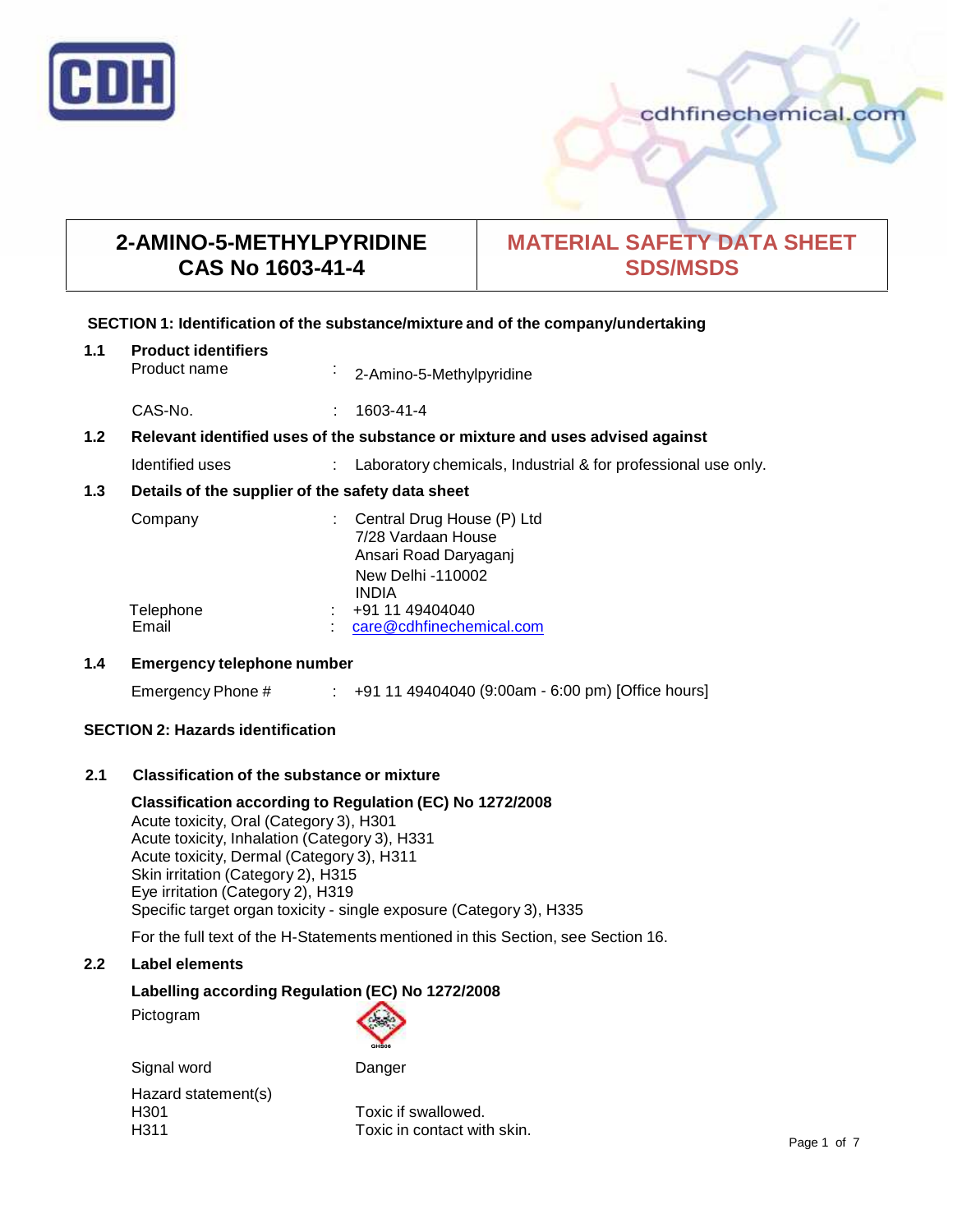# 2-AMINO-5-METHYLPYRIDINE
# CAS No 1603-41-4

# MATERIAL SAFETY DATA SHEET
# SDS/MSDS

## SECTION 1: Identification of the substance/mixture and of the company/undertaking

### 1.1 Product identifiers

Product name : 2-Amino-5-Methylpyridine

CAS-No. : 1603-41-4

### 1.2 Relevant identified uses of the substance or mixture and uses advised against

Identified uses : Laboratory chemicals, Industrial & for professional use only.

### 1.3 Details of the supplier of the safety data sheet

Company : Central Drug House (P) Ltd
7/28 Vardaan House
Ansari Road Daryaganj
New Delhi -110002
INDIA

Telephone : +91 11 49404040
Email : care@cdhfinechemical.com

### 1.4 Emergency telephone number

Emergency Phone # : +91 11 49404040 (9:00am - 6:00 pm) [Office hours]

## SECTION 2: Hazards identification

### 2.1 Classification of the substance or mixture

**Classification according to Regulation (EC) No 1272/2008**

Acute toxicity, Oral (Category 3), H301
Acute toxicity, Inhalation (Category 3), H331
Acute toxicity, Dermal (Category 3), H311
Skin irritation (Category 2), H315
Eye irritation (Category 2), H319
Specific target organ toxicity - single exposure (Category 3), H335

For the full text of the H-Statements mentioned in this Section, see Section 16.

### 2.2 Label elements

**Labelling according Regulation (EC) No 1272/2008**

Pictogram: GHS06

Signal word: Danger

Hazard statement(s)

H301 Toxic if swallowed.
H311 Toxic in contact with skin.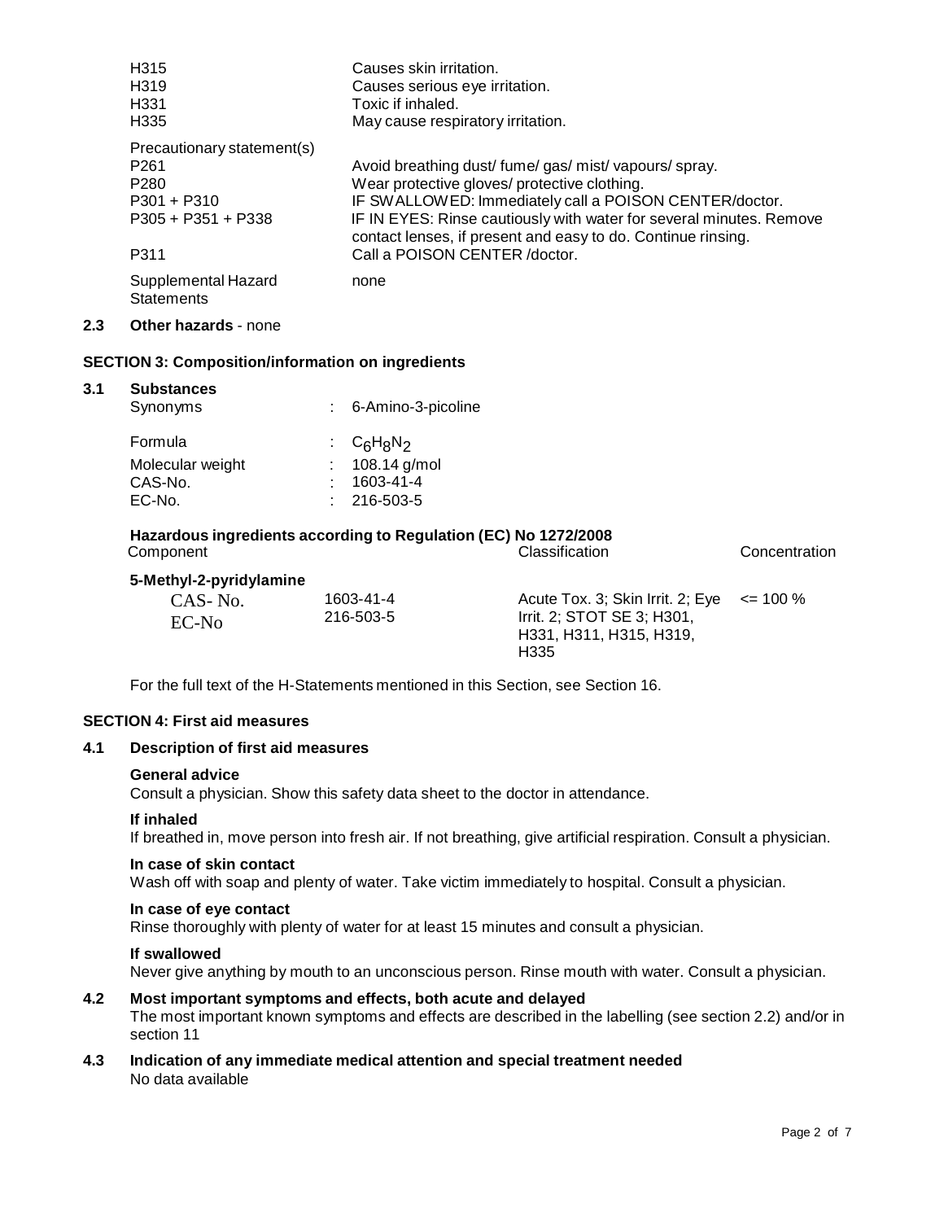| | |
|---|---|
| H315 | Causes skin irritation. |
| H319 | Causes serious eye irritation. |
| H331 | Toxic if inhaled. |
| H335 | May cause respiratory irritation. |

| | |
|---|---|
| Precautionary statement(s) | |
| P261 | Avoid breathing dust/ fume/ gas/ mist/ vapours/ spray. |
| P280 | Wear protective gloves/ protective clothing. |
| P301 + P310 | IF SWALLOWED: Immediately call a POISON CENTER/doctor. |
| P305 + P351 + P338 | IF IN EYES: Rinse cautiously with water for several minutes. Remove contact lenses, if present and easy to do. Continue rinsing. |
| P311 | Call a POISON CENTER /doctor. |
| Supplemental Hazard Statements | none |

**2.3 Other hazards** - none

## SECTION 3: Composition/information on ingredients

**3.1 Substances**

| | |
|---|---|
| Synonyms | : 6-Amino-3-picoline |
| Formula | : $C_6H_8N_2$ |
| Molecular weight | : 108.14 g/mol |
| CAS-No. | : 1603-41-4 |
| EC-No. | : 216-503-5 |

**Hazardous ingredients according to Regulation (EC) No 1272/2008**

| Component | | Classification | Concentration |
|---|---|---|---|
| **5-Methyl-2-pyridylamine** | | | |
| CAS- No. | 1603-41-4 | Acute Tox. 3; Skin Irrit. 2; Eye Irrit. 2; STOT SE 3; H301, H331, H311, H315, H319, H335 | <= 100 % |
| EC-No | 216-503-5 | | |

For the full text of the H-Statements mentioned in this Section, see Section 16.

## SECTION 4: First aid measures

**4.1 Description of first aid measures**

**General advice**
Consult a physician. Show this safety data sheet to the doctor in attendance.

**If inhaled**
If breathed in, move person into fresh air. If not breathing, give artificial respiration. Consult a physician.

**In case of skin contact**
Wash off with soap and plenty of water. Take victim immediately to hospital. Consult a physician.

**In case of eye contact**
Rinse thoroughly with plenty of water for at least 15 minutes and consult a physician.

**If swallowed**
Never give anything by mouth to an unconscious person. Rinse mouth with water. Consult a physician.

**4.2 Most important symptoms and effects, both acute and delayed**
The most important known symptoms and effects are described in the labelling (see section 2.2) and/or in section 11

**4.3 Indication of any immediate medical attention and special treatment needed**
No data available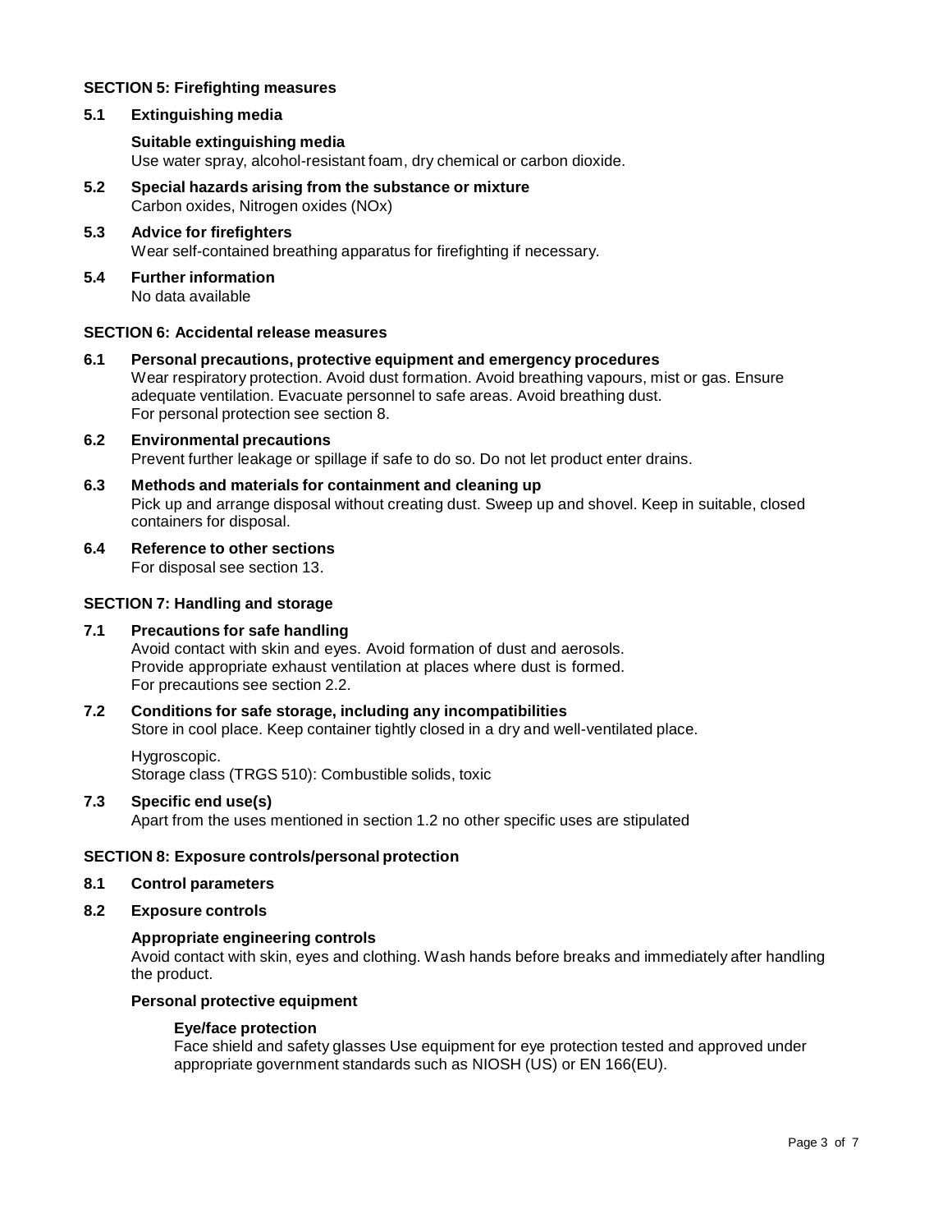## SECTION 5: Firefighting measures

### 5.1 Extinguishing media

**Suitable extinguishing media**

Use water spray, alcohol-resistant foam, dry chemical or carbon dioxide.

### 5.2 Special hazards arising from the substance or mixture

Carbon oxides, Nitrogen oxides (NOx)

### 5.3 Advice for firefighters

Wear self-contained breathing apparatus for firefighting if necessary.

### 5.4 Further information

No data available

## SECTION 6: Accidental release measures

### 6.1 Personal precautions, protective equipment and emergency procedures

Wear respiratory protection. Avoid dust formation. Avoid breathing vapours, mist or gas. Ensure adequate ventilation. Evacuate personnel to safe areas. Avoid breathing dust.
For personal protection see section 8.

### 6.2 Environmental precautions

Prevent further leakage or spillage if safe to do so. Do not let product enter drains.

### 6.3 Methods and materials for containment and cleaning up

Pick up and arrange disposal without creating dust. Sweep up and shovel. Keep in suitable, closed containers for disposal.

### 6.4 Reference to other sections

For disposal see section 13.

## SECTION 7: Handling and storage

### 7.1 Precautions for safe handling

Avoid contact with skin and eyes. Avoid formation of dust and aerosols.
Provide appropriate exhaust ventilation at places where dust is formed.
For precautions see section 2.2.

### 7.2 Conditions for safe storage, including any incompatibilities

Store in cool place. Keep container tightly closed in a dry and well-ventilated place.

Hygroscopic.
Storage class (TRGS 510): Combustible solids, toxic

### 7.3 Specific end use(s)

Apart from the uses mentioned in section 1.2 no other specific uses are stipulated

## SECTION 8: Exposure controls/personal protection

### 8.1 Control parameters

### 8.2 Exposure controls

**Appropriate engineering controls**

Avoid contact with skin, eyes and clothing. Wash hands before breaks and immediately after handling the product.

**Personal protective equipment**

**Eye/face protection**

Face shield and safety glasses Use equipment for eye protection tested and approved under appropriate government standards such as NIOSH (US) or EN 166(EU).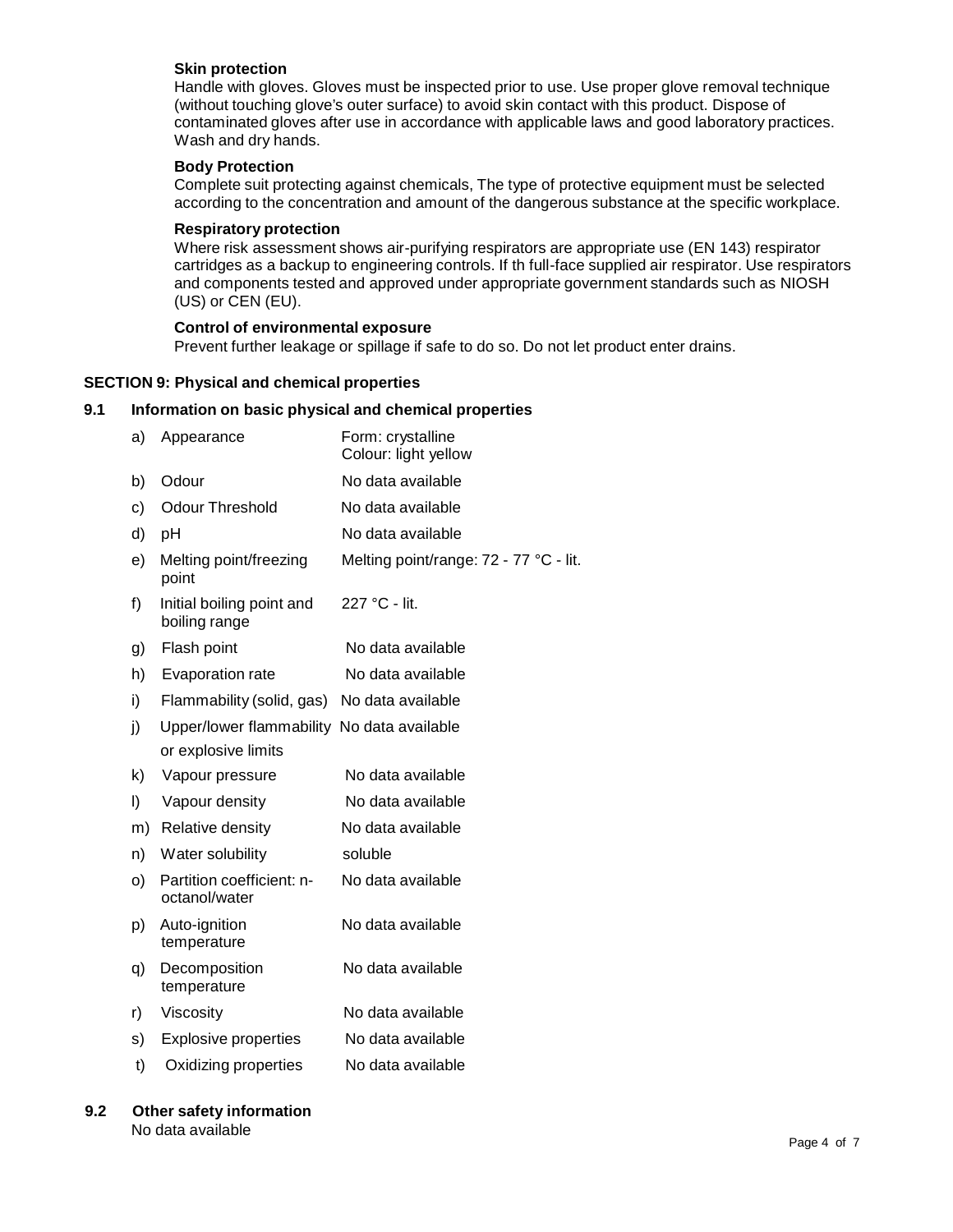**Skin protection**

Handle with gloves. Gloves must be inspected prior to use. Use proper glove removal technique (without touching glove's outer surface) to avoid skin contact with this product. Dispose of contaminated gloves after use in accordance with applicable laws and good laboratory practices. Wash and dry hands.

**Body Protection**

Complete suit protecting against chemicals, The type of protective equipment must be selected according to the concentration and amount of the dangerous substance at the specific workplace.

**Respiratory protection**

Where risk assessment shows air-purifying respirators are appropriate use (EN 143) respirator cartridges as a backup to engineering controls. If th full-face supplied air respirator. Use respirators and components tested and approved under appropriate government standards such as NIOSH (US) or CEN (EU).

**Control of environmental exposure**

Prevent further leakage or spillage if safe to do so. Do not let product enter drains.

## SECTION 9: Physical and chemical properties

### 9.1 Information on basic physical and chemical properties

| | Property | Value |
|---|---|---|
| a) | Appearance | Form: crystalline<br>Colour: light yellow |
| b) | Odour | No data available |
| c) | Odour Threshold | No data available |
| d) | pH | No data available |
| e) | Melting point/freezing point | Melting point/range: 72 - 77 °C - lit. |
| f) | Initial boiling point and boiling range | 227 °C - lit. |
| g) | Flash point | No data available |
| h) | Evaporation rate | No data available |
| i) | Flammability (solid, gas) | No data available |
| j) | Upper/lower flammability or explosive limits | No data available |
| k) | Vapour pressure | No data available |
| l) | Vapour density | No data available |
| m) | Relative density | No data available |
| n) | Water solubility | soluble |
| o) | Partition coefficient: n-octanol/water | No data available |
| p) | Auto-ignition temperature | No data available |
| q) | Decomposition temperature | No data available |
| r) | Viscosity | No data available |
| s) | Explosive properties | No data available |
| t) | Oxidizing properties | No data available |

### 9.2 Other safety information

No data available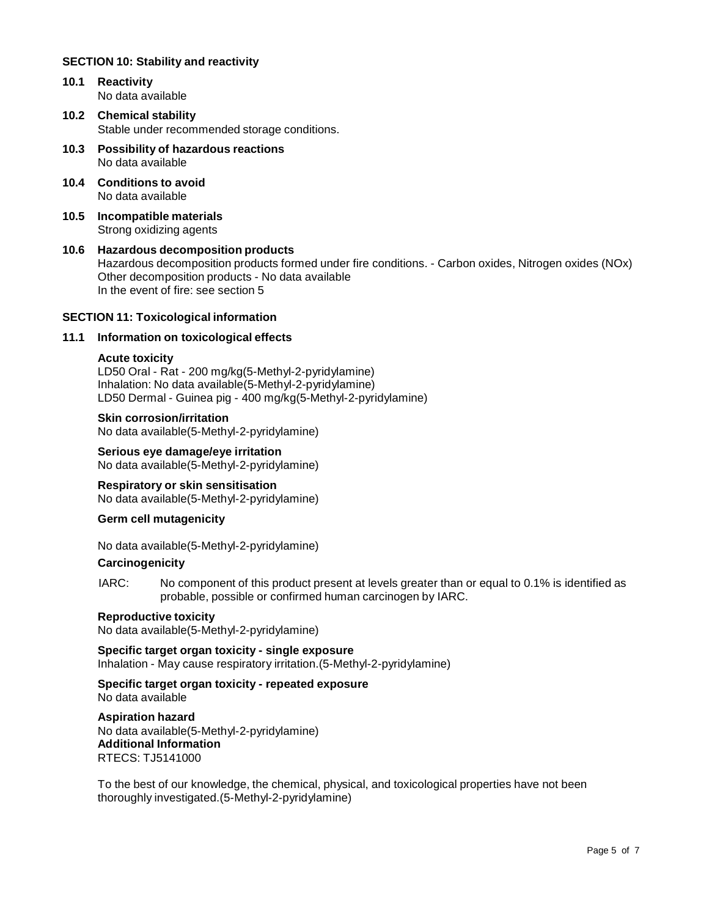## SECTION 10: Stability and reactivity

### 10.1 Reactivity

No data available

### 10.2 Chemical stability

Stable under recommended storage conditions.

### 10.3 Possibility of hazardous reactions

No data available

### 10.4 Conditions to avoid

No data available

### 10.5 Incompatible materials

Strong oxidizing agents

### 10.6 Hazardous decomposition products

Hazardous decomposition products formed under fire conditions. - Carbon oxides, Nitrogen oxides (NOx)
Other decomposition products - No data available
In the event of fire: see section 5

## SECTION 11: Toxicological information

### 11.1 Information on toxicological effects

**Acute toxicity**

LD50 Oral - Rat - 200 mg/kg(5-Methyl-2-pyridylamine)
Inhalation: No data available(5-Methyl-2-pyridylamine)
LD50 Dermal - Guinea pig - 400 mg/kg(5-Methyl-2-pyridylamine)

**Skin corrosion/irritation**

No data available(5-Methyl-2-pyridylamine)

**Serious eye damage/eye irritation**

No data available(5-Methyl-2-pyridylamine)

**Respiratory or skin sensitisation**

No data available(5-Methyl-2-pyridylamine)

**Germ cell mutagenicity**

No data available(5-Methyl-2-pyridylamine)

**Carcinogenicity**

IARC: No component of this product present at levels greater than or equal to 0.1% is identified as probable, possible or confirmed human carcinogen by IARC.

**Reproductive toxicity**

No data available(5-Methyl-2-pyridylamine)

**Specific target organ toxicity - single exposure**

Inhalation - May cause respiratory irritation.(5-Methyl-2-pyridylamine)

**Specific target organ toxicity - repeated exposure**

No data available

**Aspiration hazard**

No data available(5-Methyl-2-pyridylamine)

**Additional Information**

RTECS: TJ5141000

To the best of our knowledge, the chemical, physical, and toxicological properties have not been thoroughly investigated.(5-Methyl-2-pyridylamine)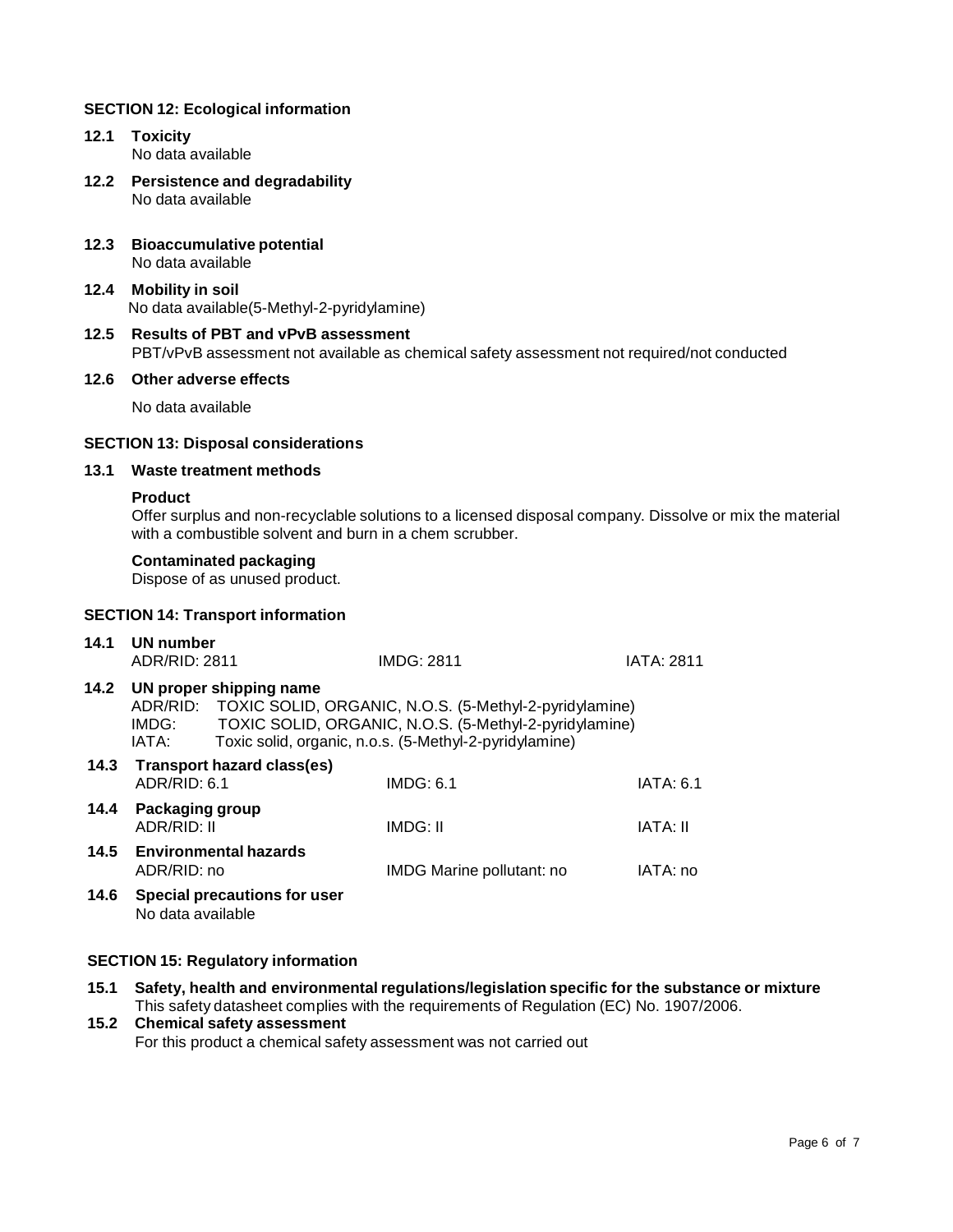## SECTION 12: Ecological information

### 12.1 Toxicity

No data available

### 12.2 Persistence and degradability

No data available

### 12.3 Bioaccumulative potential

No data available

### 12.4 Mobility in soil

No data available(5-Methyl-2-pyridylamine)

### 12.5 Results of PBT and vPvB assessment

PBT/vPvB assessment not available as chemical safety assessment not required/not conducted

### 12.6 Other adverse effects

No data available

## SECTION 13: Disposal considerations

### 13.1 Waste treatment methods

**Product**

Offer surplus and non-recyclable solutions to a licensed disposal company. Dissolve or mix the material with a combustible solvent and burn in a chem scrubber.

**Contaminated packaging**

Dispose of as unused product.

## SECTION 14: Transport information

### 14.1 UN number

| ADR/RID: 2811 | IMDG: 2811 | IATA: 2811 |
|---|---|---|

### 14.2 UN proper shipping name

ADR/RID: TOXIC SOLID, ORGANIC, N.O.S. (5-Methyl-2-pyridylamine)
IMDG: TOXIC SOLID, ORGANIC, N.O.S. (5-Methyl-2-pyridylamine)
IATA: Toxic solid, organic, n.o.s. (5-Methyl-2-pyridylamine)

### 14.3 Transport hazard class(es)

| ADR/RID: 6.1 | IMDG: 6.1 | IATA: 6.1 |
|---|---|---|

### 14.4 Packaging group

| ADR/RID: II | IMDG: II | IATA: II |
|---|---|---|

### 14.5 Environmental hazards

| ADR/RID: no | IMDG Marine pollutant: no | IATA: no |
|---|---|---|

### 14.6 Special precautions for user

No data available

## SECTION 15: Regulatory information

### 15.1 Safety, health and environmental regulations/legislation specific for the substance or mixture

This safety datasheet complies with the requirements of Regulation (EC) No. 1907/2006.

### 15.2 Chemical safety assessment

For this product a chemical safety assessment was not carried out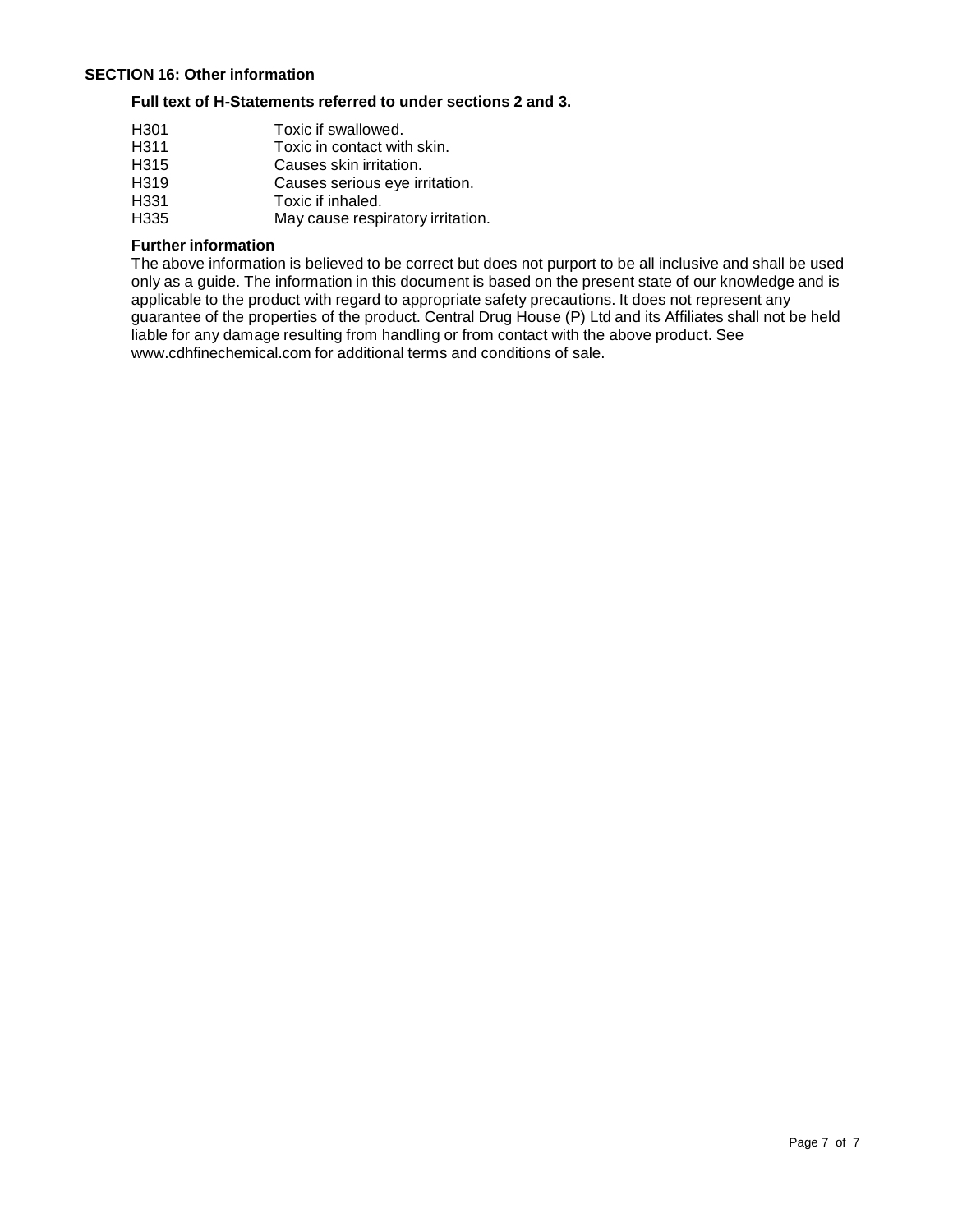## SECTION 16: Other information

### Full text of H-Statements referred to under sections 2 and 3.

| | |
|---|---|
| H301 | Toxic if swallowed. |
| H311 | Toxic in contact with skin. |
| H315 | Causes skin irritation. |
| H319 | Causes serious eye irritation. |
| H331 | Toxic if inhaled. |
| H335 | May cause respiratory irritation. |

### Further information

The above information is believed to be correct but does not purport to be all inclusive and shall be used only as a guide. The information in this document is based on the present state of our knowledge and is applicable to the product with regard to appropriate safety precautions. It does not represent any guarantee of the properties of the product. Central Drug House (P) Ltd and its Affiliates shall not be held liable for any damage resulting from handling or from contact with the above product. See www.cdhfinechemical.com for additional terms and conditions of sale.